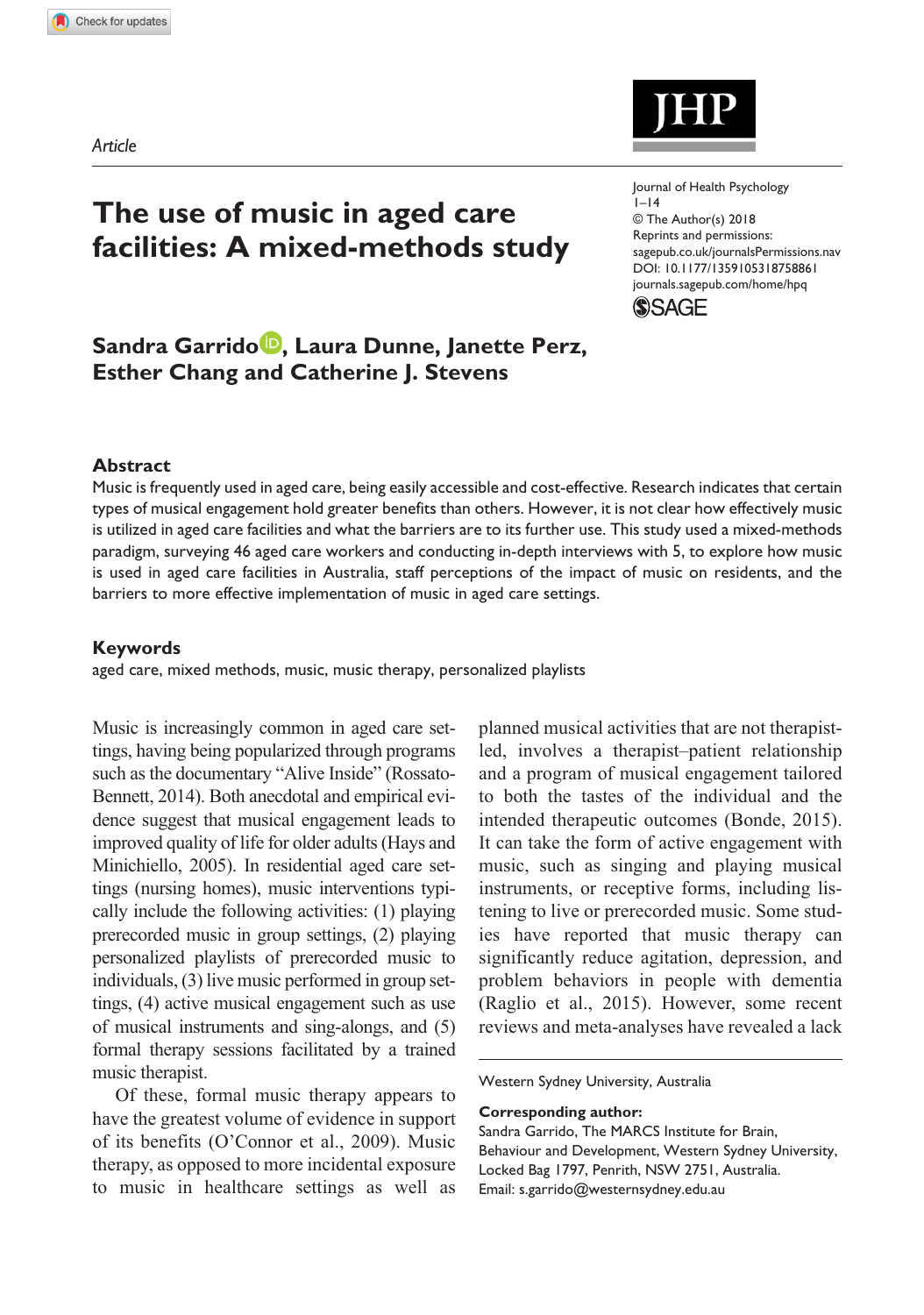Article

# The use of music in aged care facilities: A mixed-methods study

Journal of Health Psychology
© The Author(s) 2018
Reprints and permissions: sagepub.co.uk/journalsPermissions.nav
DOI: 10.1177/1359105318758861
journals.sagepub.com/home/hpq

**Sandra Garrido, Laura Dunne, Janette Perz, Esther Chang and Catherine J. Stevens**

## Abstract

Music is frequently used in aged care, being easily accessible and cost-effective. Research indicates that certain types of musical engagement hold greater benefits than others. However, it is not clear how effectively music is utilized in aged care facilities and what the barriers are to its further use. This study used a mixed-methods paradigm, surveying 46 aged care workers and conducting in-depth interviews with 5, to explore how music is used in aged care facilities in Australia, staff perceptions of the impact of music on residents, and the barriers to more effective implementation of music in aged care settings.

## Keywords

aged care, mixed methods, music, music therapy, personalized playlists

Music is increasingly common in aged care settings, having being popularized through programs such as the documentary "Alive Inside" (Rossato-Bennett, 2014). Both anecdotal and empirical evidence suggest that musical engagement leads to improved quality of life for older adults (Hays and Minichiello, 2005). In residential aged care settings (nursing homes), music interventions typically include the following activities: (1) playing prerecorded music in group settings, (2) playing personalized playlists of prerecorded music to individuals, (3) live music performed in group settings, (4) active musical engagement such as use of musical instruments and sing-alongs, and (5) formal therapy sessions facilitated by a trained music therapist.

Of these, formal music therapy appears to have the greatest volume of evidence in support of its benefits (O'Connor et al., 2009). Music therapy, as opposed to more incidental exposure to music in healthcare settings as well as planned musical activities that are not therapist-led, involves a therapist–patient relationship and a program of musical engagement tailored to both the tastes of the individual and the intended therapeutic outcomes (Bonde, 2015). It can take the form of active engagement with music, such as singing and playing musical instruments, or receptive forms, including listening to live or prerecorded music. Some studies have reported that music therapy can significantly reduce agitation, depression, and problem behaviors in people with dementia (Raglio et al., 2015). However, some recent reviews and meta-analyses have revealed a lack

Western Sydney University, Australia

**Corresponding author:**
Sandra Garrido, The MARCS Institute for Brain, Behaviour and Development, Western Sydney University, Locked Bag 1797, Penrith, NSW 2751, Australia.
Email: s.garrido@westernsydney.edu.au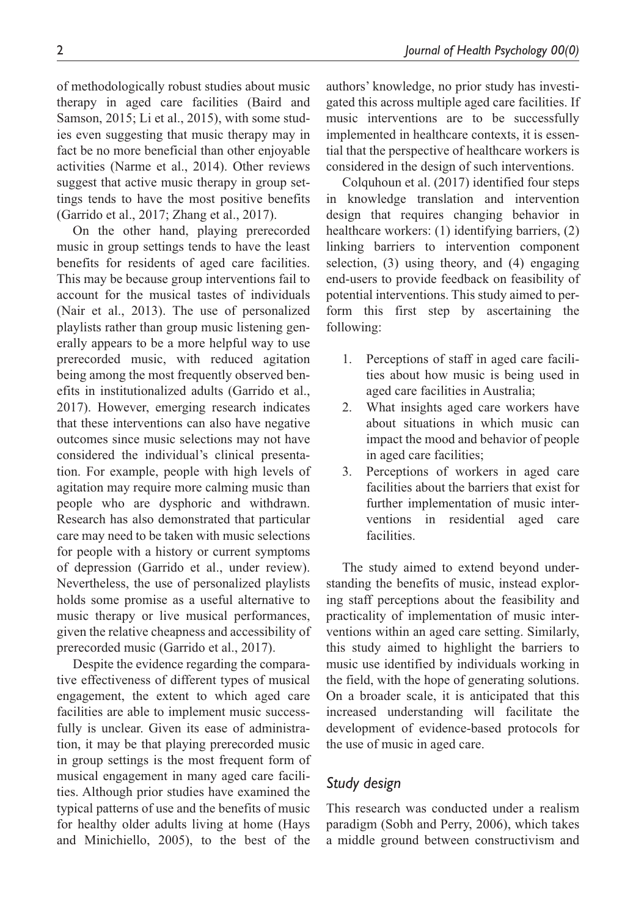of methodologically robust studies about music therapy in aged care facilities (Baird and Samson, 2015; Li et al., 2015), with some studies even suggesting that music therapy may in fact be no more beneficial than other enjoyable activities (Narme et al., 2014). Other reviews suggest that active music therapy in group settings tends to have the most positive benefits (Garrido et al., 2017; Zhang et al., 2017).

On the other hand, playing prerecorded music in group settings tends to have the least benefits for residents of aged care facilities. This may be because group interventions fail to account for the musical tastes of individuals (Nair et al., 2013). The use of personalized playlists rather than group music listening generally appears to be a more helpful way to use prerecorded music, with reduced agitation being among the most frequently observed benefits in institutionalized adults (Garrido et al., 2017). However, emerging research indicates that these interventions can also have negative outcomes since music selections may not have considered the individual's clinical presentation. For example, people with high levels of agitation may require more calming music than people who are dysphoric and withdrawn. Research has also demonstrated that particular care may need to be taken with music selections for people with a history or current symptoms of depression (Garrido et al., under review). Nevertheless, the use of personalized playlists holds some promise as a useful alternative to music therapy or live musical performances, given the relative cheapness and accessibility of prerecorded music (Garrido et al., 2017).

Despite the evidence regarding the comparative effectiveness of different types of musical engagement, the extent to which aged care facilities are able to implement music successfully is unclear. Given its ease of administration, it may be that playing prerecorded music in group settings is the most frequent form of musical engagement in many aged care facilities. Although prior studies have examined the typical patterns of use and the benefits of music for healthy older adults living at home (Hays and Minichiello, 2005), to the best of the authors' knowledge, no prior study has investigated this across multiple aged care facilities. If music interventions are to be successfully implemented in healthcare contexts, it is essential that the perspective of healthcare workers is considered in the design of such interventions.

Colquhoun et al. (2017) identified four steps in knowledge translation and intervention design that requires changing behavior in healthcare workers: (1) identifying barriers, (2) linking barriers to intervention component selection, (3) using theory, and (4) engaging end-users to provide feedback on feasibility of potential interventions. This study aimed to perform this first step by ascertaining the following:

1. Perceptions of staff in aged care facilities about how music is being used in aged care facilities in Australia;
2. What insights aged care workers have about situations in which music can impact the mood and behavior of people in aged care facilities;
3. Perceptions of workers in aged care facilities about the barriers that exist for further implementation of music interventions in residential aged care facilities.

The study aimed to extend beyond understanding the benefits of music, instead exploring staff perceptions about the feasibility and practicality of implementation of music interventions within an aged care setting. Similarly, this study aimed to highlight the barriers to music use identified by individuals working in the field, with the hope of generating solutions. On a broader scale, it is anticipated that this increased understanding will facilitate the development of evidence-based protocols for the use of music in aged care.

## *Study design*

This research was conducted under a realism paradigm (Sobh and Perry, 2006), which takes a middle ground between constructivism and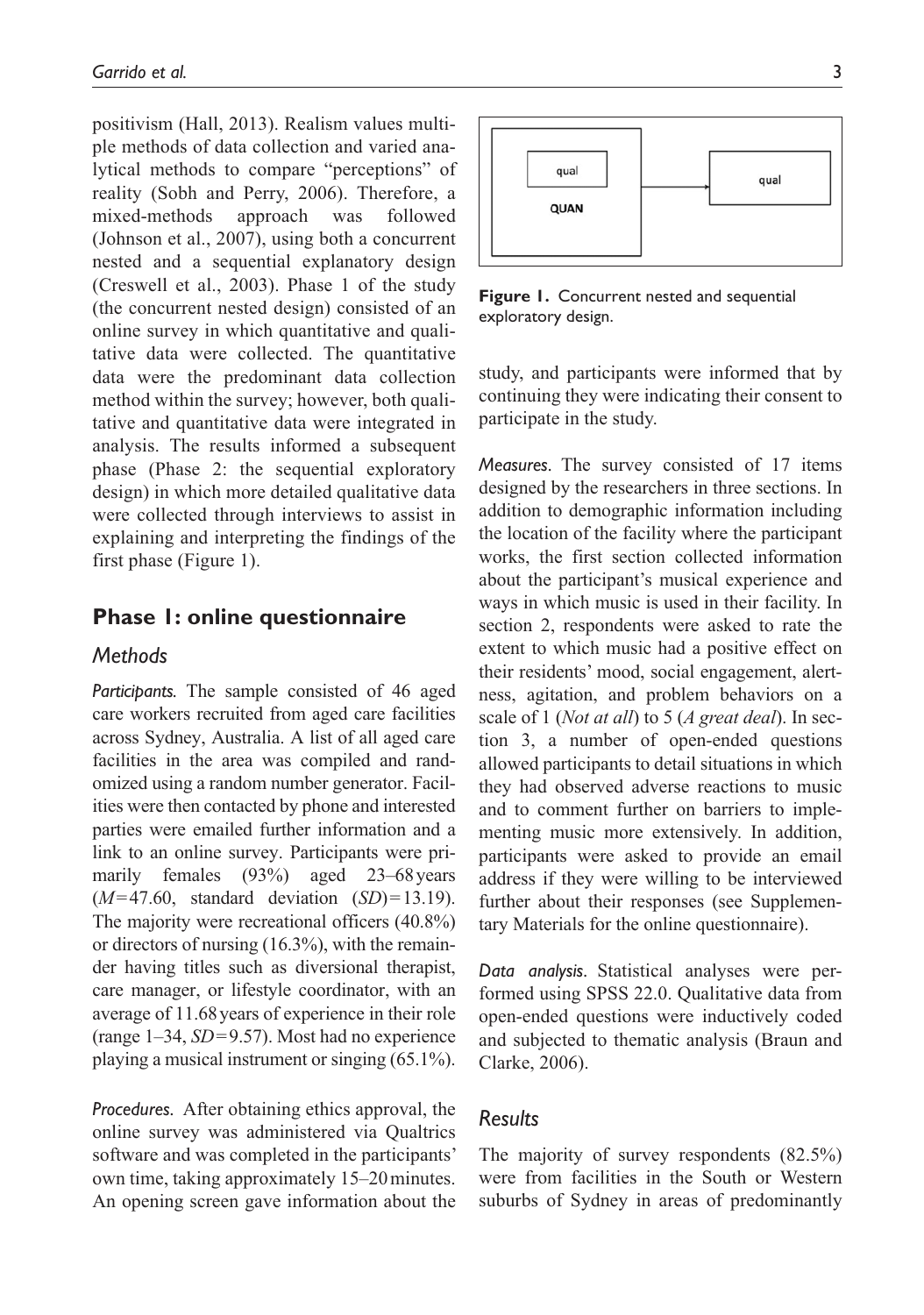positivism (Hall, 2013). Realism values multiple methods of data collection and varied analytical methods to compare "perceptions" of reality (Sobh and Perry, 2006). Therefore, a mixed-methods approach was followed (Johnson et al., 2007), using both a concurrent nested and a sequential explanatory design (Creswell et al., 2003). Phase 1 of the study (the concurrent nested design) consisted of an online survey in which quantitative and qualitative data were collected. The quantitative data were the predominant data collection method within the survey; however, both qualitative and quantitative data were integrated in analysis. The results informed a subsequent phase (Phase 2: the sequential exploratory design) in which more detailed qualitative data were collected through interviews to assist in explaining and interpreting the findings of the first phase (Figure 1).

qual

QUAN

qual

**Figure 1.** Concurrent nested and sequential exploratory design.

## Phase 1: online questionnaire

### Methods

*Participants.* The sample consisted of 46 aged care workers recruited from aged care facilities across Sydney, Australia. A list of all aged care facilities in the area was compiled and randomized using a random number generator. Facilities were then contacted by phone and interested parties were emailed further information and a link to an online survey. Participants were primarily females (93%) aged 23–68 years ($M$=47.60, standard deviation ($SD$)=13.19). The majority were recreational officers (40.8%) or directors of nursing (16.3%), with the remainder having titles such as diversional therapist, care manager, or lifestyle coordinator, with an average of 11.68 years of experience in their role (range 1–34, $SD$=9.57). Most had no experience playing a musical instrument or singing (65.1%).

*Procedures.* After obtaining ethics approval, the online survey was administered via Qualtrics software and was completed in the participants' own time, taking approximately 15–20 minutes. An opening screen gave information about the study, and participants were informed that by continuing they were indicating their consent to participate in the study.

*Measures.* The survey consisted of 17 items designed by the researchers in three sections. In addition to demographic information including the location of the facility where the participant works, the first section collected information about the participant's musical experience and ways in which music is used in their facility. In section 2, respondents were asked to rate the extent to which music had a positive effect on their residents' mood, social engagement, alertness, agitation, and problem behaviors on a scale of 1 (*Not at all*) to 5 (*A great deal*). In section 3, a number of open-ended questions allowed participants to detail situations in which they had observed adverse reactions to music and to comment further on barriers to implementing music more extensively. In addition, participants were asked to provide an email address if they were willing to be interviewed further about their responses (see Supplementary Materials for the online questionnaire).

*Data analysis.* Statistical analyses were performed using SPSS 22.0. Qualitative data from open-ended questions were inductively coded and subjected to thematic analysis (Braun and Clarke, 2006).

### Results

The majority of survey respondents (82.5%) were from facilities in the South or Western suburbs of Sydney in areas of predominantly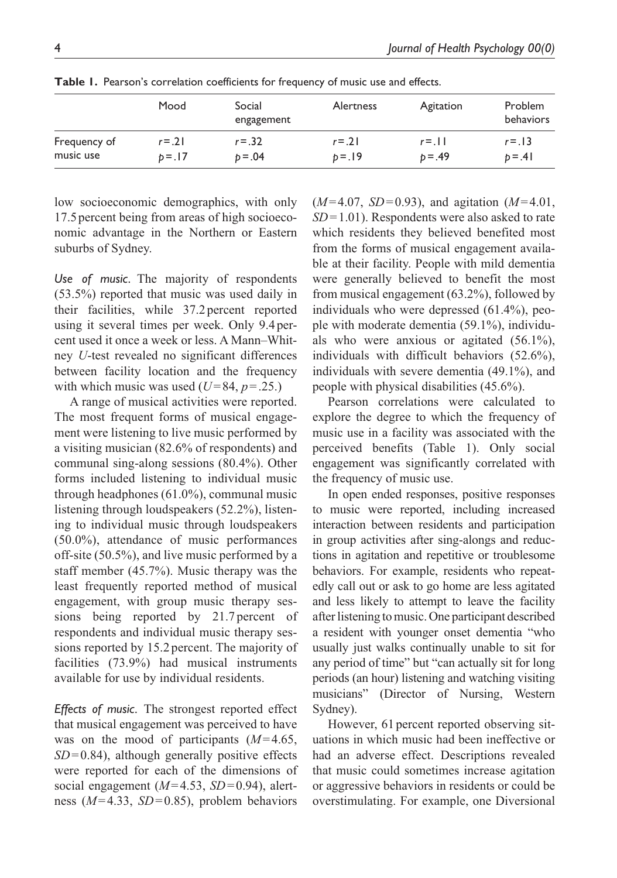**Table 1.** Pearson's correlation coefficients for frequency of music use and effects.

| | Mood | Social engagement | Alertness | Agitation | Problem behaviors |
|---|---|---|---|---|---|
| Frequency of music use | $r=.21$ $p=.17$ | $r=.32$ $p=.04$ | $r=.21$ $p=.19$ | $r=.11$ $p=.49$ | $r=.13$ $p=.41$ |

low socioeconomic demographics, with only 17.5 percent being from areas of high socioeconomic advantage in the Northern or Eastern suburbs of Sydney.

*Use of music.* The majority of respondents (53.5%) reported that music was used daily in their facilities, while 37.2 percent reported using it several times per week. Only 9.4 percent used it once a week or less. A Mann–Whitney *U*-test revealed no significant differences between facility location and the frequency with which music was used ($U=84$, $p=.25$.)

A range of musical activities were reported. The most frequent forms of musical engagement were listening to live music performed by a visiting musician (82.6% of respondents) and communal sing-along sessions (80.4%). Other forms included listening to individual music through headphones (61.0%), communal music listening through loudspeakers (52.2%), listening to individual music through loudspeakers (50.0%), attendance of music performances off-site (50.5%), and live music performed by a staff member (45.7%). Music therapy was the least frequently reported method of musical engagement, with group music therapy sessions being reported by 21.7 percent of respondents and individual music therapy sessions reported by 15.2 percent. The majority of facilities (73.9%) had musical instruments available for use by individual residents.

*Effects of music.* The strongest reported effect that musical engagement was perceived to have was on the mood of participants ($M=4.65$, $SD=0.84$), although generally positive effects were reported for each of the dimensions of social engagement ($M=4.53$, $SD=0.94$), alertness ($M=4.33$, $SD=0.85$), problem behaviors ($M=4.07$, $SD=0.93$), and agitation ($M=4.01$, $SD=1.01$). Respondents were also asked to rate which residents they believed benefited most from the forms of musical engagement available at their facility. People with mild dementia were generally believed to benefit the most from musical engagement (63.2%), followed by individuals who were depressed (61.4%), people with moderate dementia (59.1%), individuals who were anxious or agitated (56.1%), individuals with difficult behaviors (52.6%), individuals with severe dementia (49.1%), and people with physical disabilities (45.6%).

Pearson correlations were calculated to explore the degree to which the frequency of music use in a facility was associated with the perceived benefits (Table 1). Only social engagement was significantly correlated with the frequency of music use.

In open ended responses, positive responses to music were reported, including increased interaction between residents and participation in group activities after sing-alongs and reductions in agitation and repetitive or troublesome behaviors. For example, residents who repeatedly call out or ask to go home are less agitated and less likely to attempt to leave the facility after listening to music. One participant described a resident with younger onset dementia "who usually just walks continually unable to sit for any period of time" but "can actually sit for long periods (an hour) listening and watching visiting musicians" (Director of Nursing, Western Sydney).

However, 61 percent reported observing situations in which music had been ineffective or had an adverse effect. Descriptions revealed that music could sometimes increase agitation or aggressive behaviors in residents or could be overstimulating. For example, one Diversional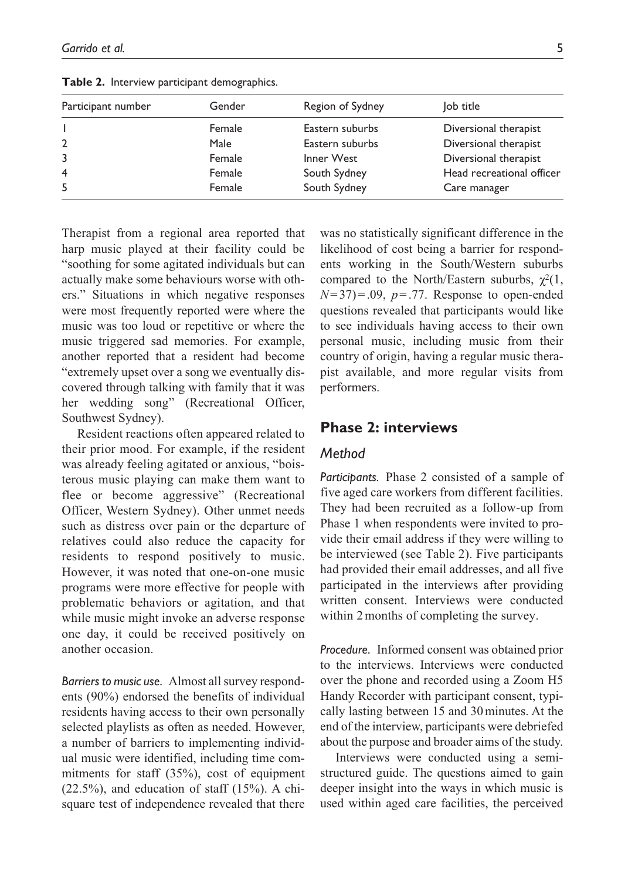**Table 2.** Interview participant demographics.

| Participant number | Gender | Region of Sydney | Job title |
|---|---|---|---|
| 1 | Female | Eastern suburbs | Diversional therapist |
| 2 | Male | Eastern suburbs | Diversional therapist |
| 3 | Female | Inner West | Diversional therapist |
| 4 | Female | South Sydney | Head recreational officer |
| 5 | Female | South Sydney | Care manager |

Therapist from a regional area reported that harp music played at their facility could be "soothing for some agitated individuals but can actually make some behaviours worse with others." Situations in which negative responses were most frequently reported were where the music was too loud or repetitive or where the music triggered sad memories. For example, another reported that a resident had become "extremely upset over a song we eventually discovered through talking with family that it was her wedding song" (Recreational Officer, Southwest Sydney).

Resident reactions often appeared related to their prior mood. For example, if the resident was already feeling agitated or anxious, "boisterous music playing can make them want to flee or become aggressive" (Recreational Officer, Western Sydney). Other unmet needs such as distress over pain or the departure of relatives could also reduce the capacity for residents to respond positively to music. However, it was noted that one-on-one music programs were more effective for people with problematic behaviors or agitation, and that while music might invoke an adverse response one day, it could be received positively on another occasion.

*Barriers to music use.* Almost all survey respondents (90%) endorsed the benefits of individual residents having access to their own personally selected playlists as often as needed. However, a number of barriers to implementing individual music were identified, including time commitments for staff (35%), cost of equipment (22.5%), and education of staff (15%). A chi-square test of independence revealed that there was no statistically significant difference in the likelihood of cost being a barrier for respondents working in the South/Western suburbs compared to the North/Eastern suburbs, $\chi^2(1, N=37)=.09$, $p=.77$. Response to open-ended questions revealed that participants would like to see individuals having access to their own personal music, including music from their country of origin, having a regular music therapist available, and more regular visits from performers.

## Phase 2: interviews

### Method

*Participants.* Phase 2 consisted of a sample of five aged care workers from different facilities. They had been recruited as a follow-up from Phase 1 when respondents were invited to provide their email address if they were willing to be interviewed (see Table 2). Five participants had provided their email addresses, and all five participated in the interviews after providing written consent. Interviews were conducted within 2 months of completing the survey.

*Procedure.* Informed consent was obtained prior to the interviews. Interviews were conducted over the phone and recorded using a Zoom H5 Handy Recorder with participant consent, typically lasting between 15 and 30 minutes. At the end of the interview, participants were debriefed about the purpose and broader aims of the study.

Interviews were conducted using a semi-structured guide. The questions aimed to gain deeper insight into the ways in which music is used within aged care facilities, the perceived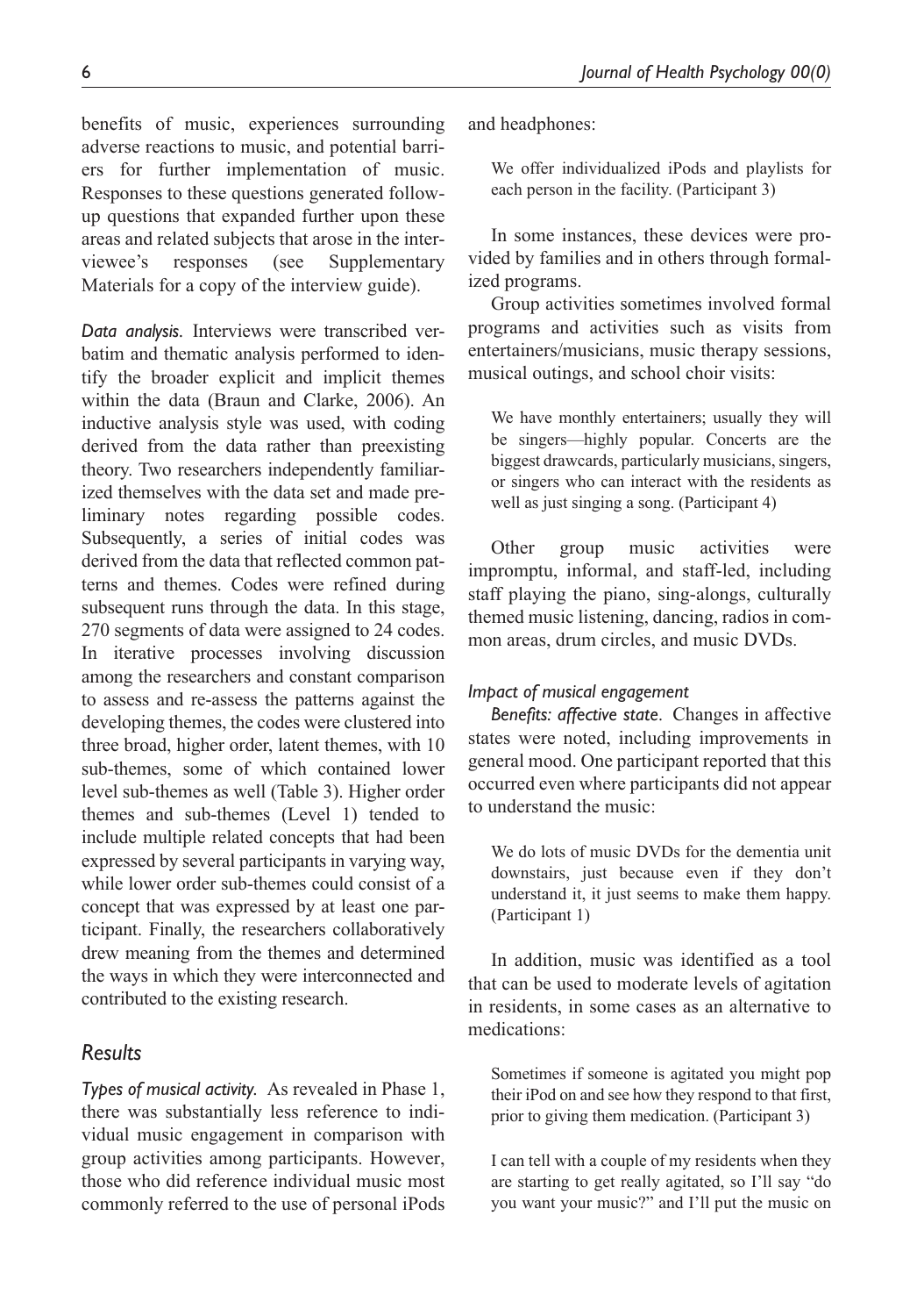benefits of music, experiences surrounding adverse reactions to music, and potential barriers for further implementation of music. Responses to these questions generated follow-up questions that expanded further upon these areas and related subjects that arose in the interviewee's responses (see Supplementary Materials for a copy of the interview guide).

*Data analysis.* Interviews were transcribed verbatim and thematic analysis performed to identify the broader explicit and implicit themes within the data (Braun and Clarke, 2006). An inductive analysis style was used, with coding derived from the data rather than preexisting theory. Two researchers independently familiarized themselves with the data set and made preliminary notes regarding possible codes. Subsequently, a series of initial codes was derived from the data that reflected common patterns and themes. Codes were refined during subsequent runs through the data. In this stage, 270 segments of data were assigned to 24 codes. In iterative processes involving discussion among the researchers and constant comparison to assess and re-assess the patterns against the developing themes, the codes were clustered into three broad, higher order, latent themes, with 10 sub-themes, some of which contained lower level sub-themes as well (Table 3). Higher order themes and sub-themes (Level 1) tended to include multiple related concepts that had been expressed by several participants in varying way, while lower order sub-themes could consist of a concept that was expressed by at least one participant. Finally, the researchers collaboratively drew meaning from the themes and determined the ways in which they were interconnected and contributed to the existing research.

## Results

*Types of musical activity.* As revealed in Phase 1, there was substantially less reference to individual music engagement in comparison with group activities among participants. However, those who did reference individual music most commonly referred to the use of personal iPods and headphones:

> We offer individualized iPods and playlists for each person in the facility. (Participant 3)

In some instances, these devices were provided by families and in others through formalized programs.

Group activities sometimes involved formal programs and activities such as visits from entertainers/musicians, music therapy sessions, musical outings, and school choir visits:

> We have monthly entertainers; usually they will be singers—highly popular. Concerts are the biggest drawcards, particularly musicians, singers, or singers who can interact with the residents as well as just singing a song. (Participant 4)

Other group music activities were impromptu, informal, and staff-led, including staff playing the piano, sing-alongs, culturally themed music listening, dancing, radios in common areas, drum circles, and music DVDs.

### *Impact of musical engagement*

*Benefits: affective state.* Changes in affective states were noted, including improvements in general mood. One participant reported that this occurred even where participants did not appear to understand the music:

> We do lots of music DVDs for the dementia unit downstairs, just because even if they don't understand it, it just seems to make them happy. (Participant 1)

In addition, music was identified as a tool that can be used to moderate levels of agitation in residents, in some cases as an alternative to medications:

> Sometimes if someone is agitated you might pop their iPod on and see how they respond to that first, prior to giving them medication. (Participant 3)

> I can tell with a couple of my residents when they are starting to get really agitated, so I'll say "do you want your music?" and I'll put the music on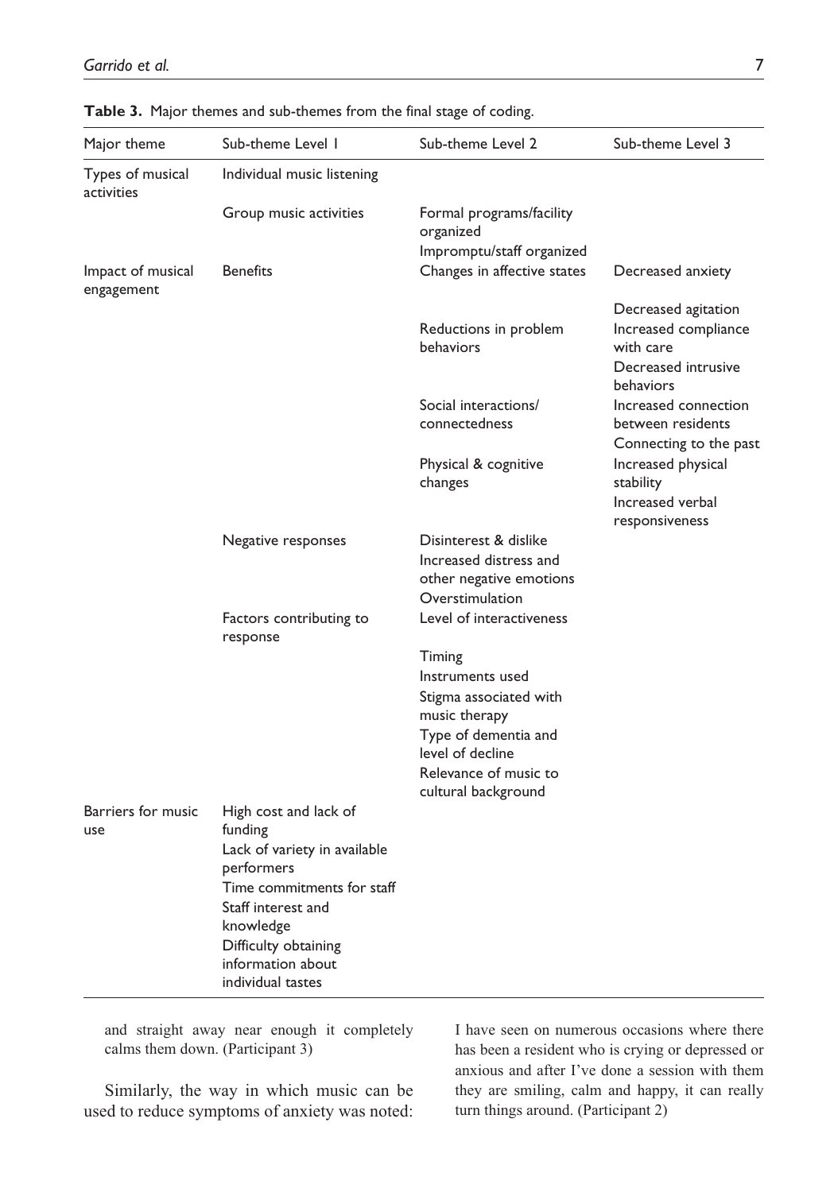**Table 3.** Major themes and sub-themes from the final stage of coding.

| Major theme | Sub-theme Level 1 | Sub-theme Level 2 | Sub-theme Level 3 |
|---|---|---|---|
| Types of musical activities | Individual music listening | | |
| | Group music activities | Formal programs/facility organized | |
| | | Impromptu/staff organized | |
| Impact of musical engagement | Benefits | Changes in affective states | Decreased anxiety |
| | | | Decreased agitation |
| | | Reductions in problem behaviors | Increased compliance with care |
| | | | Decreased intrusive behaviors |
| | | Social interactions/ connectedness | Increased connection between residents |
| | | | Connecting to the past |
| | | Physical & cognitive changes | Increased physical stability |
| | | | Increased verbal responsiveness |
| | Negative responses | Disinterest & dislike | |
| | | Increased distress and other negative emotions | |
| | | Overstimulation | |
| | Factors contributing to response | Level of interactiveness | |
| | | Timing | |
| | | Instruments used | |
| | | Stigma associated with music therapy | |
| | | Type of dementia and level of decline | |
| | | Relevance of music to cultural background | |
| Barriers for music use | High cost and lack of funding | | |
| | Lack of variety in available performers | | |
| | Time commitments for staff | | |
| | Staff interest and knowledge | | |
| | Difficulty obtaining information about individual tastes | | |

> and straight away near enough it completely calms them down. (Participant 3)

Similarly, the way in which music can be used to reduce symptoms of anxiety was noted:

> I have seen on numerous occasions where there has been a resident who is crying or depressed or anxious and after I've done a session with them they are smiling, calm and happy, it can really turn things around. (Participant 2)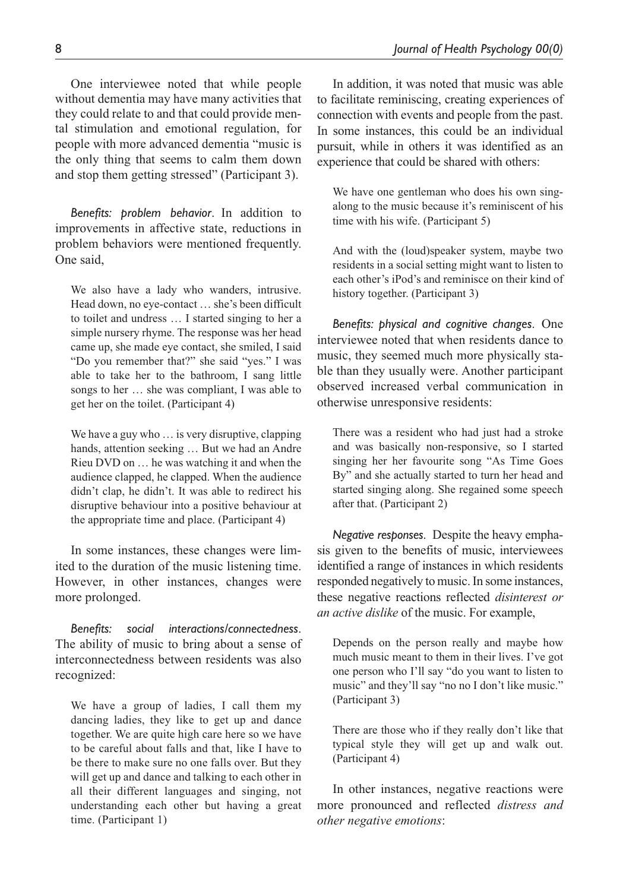One interviewee noted that while people without dementia may have many activities that they could relate to and that could provide mental stimulation and emotional regulation, for people with more advanced dementia "music is the only thing that seems to calm them down and stop them getting stressed" (Participant 3).

*Benefits: problem behavior*. In addition to improvements in affective state, reductions in problem behaviors were mentioned frequently. One said,

> We also have a lady who wanders, intrusive. Head down, no eye-contact … she's been difficult to toilet and undress … I started singing to her a simple nursery rhyme. The response was her head came up, she made eye contact, she smiled, I said "Do you remember that?" she said "yes." I was able to take her to the bathroom, I sang little songs to her … she was compliant, I was able to get her on the toilet. (Participant 4)

> We have a guy who … is very disruptive, clapping hands, attention seeking … But we had an Andre Rieu DVD on … he was watching it and when the audience clapped, he clapped. When the audience didn't clap, he didn't. It was able to redirect his disruptive behaviour into a positive behaviour at the appropriate time and place. (Participant 4)

In some instances, these changes were limited to the duration of the music listening time. However, in other instances, changes were more prolonged.

*Benefits: social interactions/connectedness*. The ability of music to bring about a sense of interconnectedness between residents was also recognized:

> We have a group of ladies, I call them my dancing ladies, they like to get up and dance together. We are quite high care here so we have to be careful about falls and that, like I have to be there to make sure no one falls over. But they will get up and dance and talking to each other in all their different languages and singing, not understanding each other but having a great time. (Participant 1)

In addition, it was noted that music was able to facilitate reminiscing, creating experiences of connection with events and people from the past. In some instances, this could be an individual pursuit, while in others it was identified as an experience that could be shared with others:

> We have one gentleman who does his own sing-along to the music because it's reminiscent of his time with his wife. (Participant 5)

> And with the (loud)speaker system, maybe two residents in a social setting might want to listen to each other's iPod's and reminisce on their kind of history together. (Participant 3)

*Benefits: physical and cognitive changes*. One interviewee noted that when residents dance to music, they seemed much more physically stable than they usually were. Another participant observed increased verbal communication in otherwise unresponsive residents:

> There was a resident who had just had a stroke and was basically non-responsive, so I started singing her her favourite song "As Time Goes By" and she actually started to turn her head and started singing along. She regained some speech after that. (Participant 2)

*Negative responses*. Despite the heavy emphasis given to the benefits of music, interviewees identified a range of instances in which residents responded negatively to music. In some instances, these negative reactions reflected *disinterest or an active dislike* of the music. For example,

> Depends on the person really and maybe how much music meant to them in their lives. I've got one person who I'll say "do you want to listen to music" and they'll say "no no I don't like music." (Participant 3)

> There are those who if they really don't like that typical style they will get up and walk out. (Participant 4)

In other instances, negative reactions were more pronounced and reflected *distress and other negative emotions*: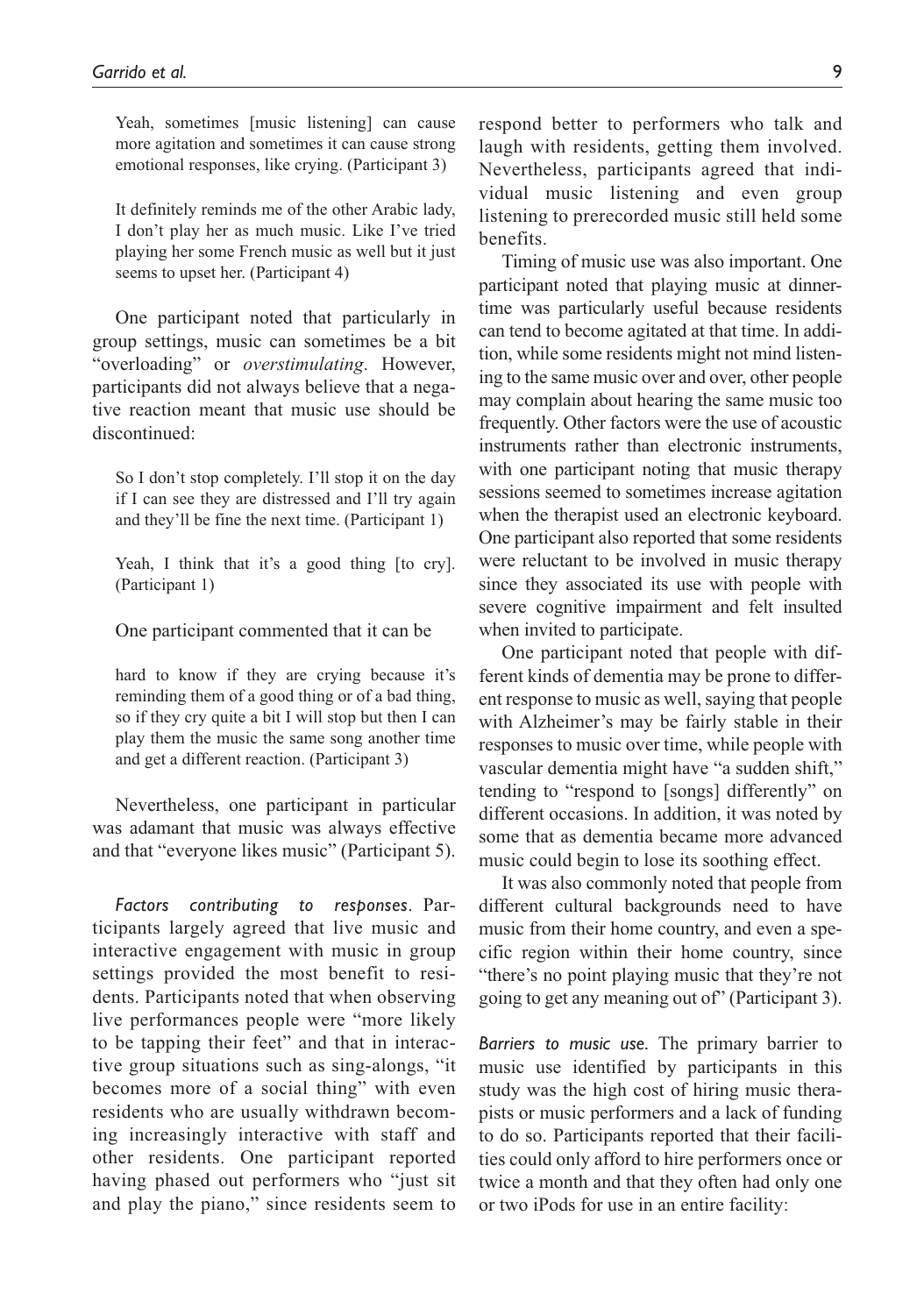> Yeah, sometimes [music listening] can cause more agitation and sometimes it can cause strong emotional responses, like crying. (Participant 3)

> It definitely reminds me of the other Arabic lady, I don't play her as much music. Like I've tried playing her some French music as well but it just seems to upset her. (Participant 4)

One participant noted that particularly in group settings, music can sometimes be a bit "overloading" or *overstimulating*. However, participants did not always believe that a negative reaction meant that music use should be discontinued:

> So I don't stop completely. I'll stop it on the day if I can see they are distressed and I'll try again and they'll be fine the next time. (Participant 1)

> Yeah, I think that it's a good thing [to cry]. (Participant 1)

One participant commented that it can be

> hard to know if they are crying because it's reminding them of a good thing or of a bad thing, so if they cry quite a bit I will stop but then I can play them the music the same song another time and get a different reaction. (Participant 3)

Nevertheless, one participant in particular was adamant that music was always effective and that "everyone likes music" (Participant 5).

*Factors contributing to responses*. Participants largely agreed that live music and interactive engagement with music in group settings provided the most benefit to residents. Participants noted that when observing live performances people were "more likely to be tapping their feet" and that in interactive group situations such as sing-alongs, "it becomes more of a social thing" with even residents who are usually withdrawn becoming increasingly interactive with staff and other residents. One participant reported having phased out performers who "just sit and play the piano," since residents seem to respond better to performers who talk and laugh with residents, getting them involved. Nevertheless, participants agreed that individual music listening and even group listening to prerecorded music still held some benefits.

Timing of music use was also important. One participant noted that playing music at dinnertime was particularly useful because residents can tend to become agitated at that time. In addition, while some residents might not mind listening to the same music over and over, other people may complain about hearing the same music too frequently. Other factors were the use of acoustic instruments rather than electronic instruments, with one participant noting that music therapy sessions seemed to sometimes increase agitation when the therapist used an electronic keyboard. One participant also reported that some residents were reluctant to be involved in music therapy since they associated its use with people with severe cognitive impairment and felt insulted when invited to participate.

One participant noted that people with different kinds of dementia may be prone to different response to music as well, saying that people with Alzheimer's may be fairly stable in their responses to music over time, while people with vascular dementia might have "a sudden shift," tending to "respond to [songs] differently" on different occasions. In addition, it was noted by some that as dementia became more advanced music could begin to lose its soothing effect.

It was also commonly noted that people from different cultural backgrounds need to have music from their home country, and even a specific region within their home country, since "there's no point playing music that they're not going to get any meaning out of" (Participant 3).

*Barriers to music use.* The primary barrier to music use identified by participants in this study was the high cost of hiring music therapists or music performers and a lack of funding to do so. Participants reported that their facilities could only afford to hire performers once or twice a month and that they often had only one or two iPods for use in an entire facility: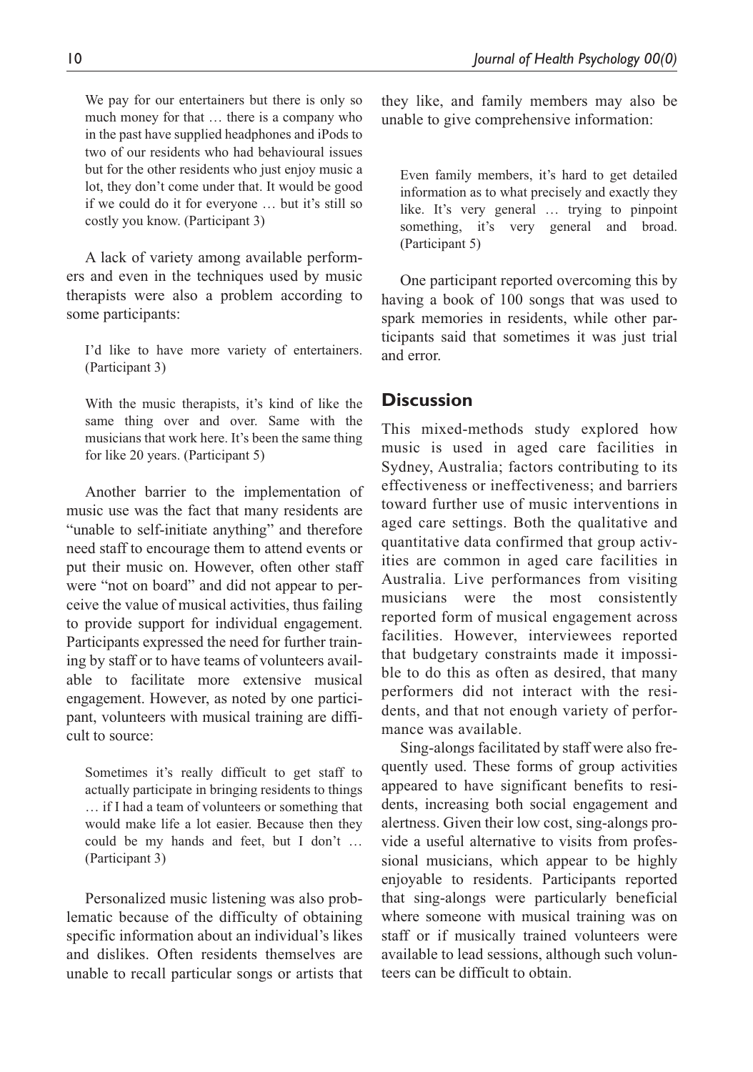> We pay for our entertainers but there is only so much money for that … there is a company who in the past have supplied headphones and iPods to two of our residents who had behavioural issues but for the other residents who just enjoy music a lot, they don't come under that. It would be good if we could do it for everyone … but it's still so costly you know. (Participant 3)

A lack of variety among available performers and even in the techniques used by music therapists were also a problem according to some participants:

> I'd like to have more variety of entertainers. (Participant 3)

> With the music therapists, it's kind of like the same thing over and over. Same with the musicians that work here. It's been the same thing for like 20 years. (Participant 5)

Another barrier to the implementation of music use was the fact that many residents are "unable to self-initiate anything" and therefore need staff to encourage them to attend events or put their music on. However, often other staff were "not on board" and did not appear to perceive the value of musical activities, thus failing to provide support for individual engagement. Participants expressed the need for further training by staff or to have teams of volunteers available to facilitate more extensive musical engagement. However, as noted by one participant, volunteers with musical training are difficult to source:

> Sometimes it's really difficult to get staff to actually participate in bringing residents to things … if I had a team of volunteers or something that would make life a lot easier. Because then they could be my hands and feet, but I don't … (Participant 3)

Personalized music listening was also problematic because of the difficulty of obtaining specific information about an individual's likes and dislikes. Often residents themselves are unable to recall particular songs or artists that they like, and family members may also be unable to give comprehensive information:

> Even family members, it's hard to get detailed information as to what precisely and exactly they like. It's very general … trying to pinpoint something, it's very general and broad. (Participant 5)

One participant reported overcoming this by having a book of 100 songs that was used to spark memories in residents, while other participants said that sometimes it was just trial and error.

## Discussion

This mixed-methods study explored how music is used in aged care facilities in Sydney, Australia; factors contributing to its effectiveness or ineffectiveness; and barriers toward further use of music interventions in aged care settings. Both the qualitative and quantitative data confirmed that group activities are common in aged care facilities in Australia. Live performances from visiting musicians were the most consistently reported form of musical engagement across facilities. However, interviewees reported that budgetary constraints made it impossible to do this as often as desired, that many performers did not interact with the residents, and that not enough variety of performance was available.

Sing-alongs facilitated by staff were also frequently used. These forms of group activities appeared to have significant benefits to residents, increasing both social engagement and alertness. Given their low cost, sing-alongs provide a useful alternative to visits from professional musicians, which appear to be highly enjoyable to residents. Participants reported that sing-alongs were particularly beneficial where someone with musical training was on staff or if musically trained volunteers were available to lead sessions, although such volunteers can be difficult to obtain.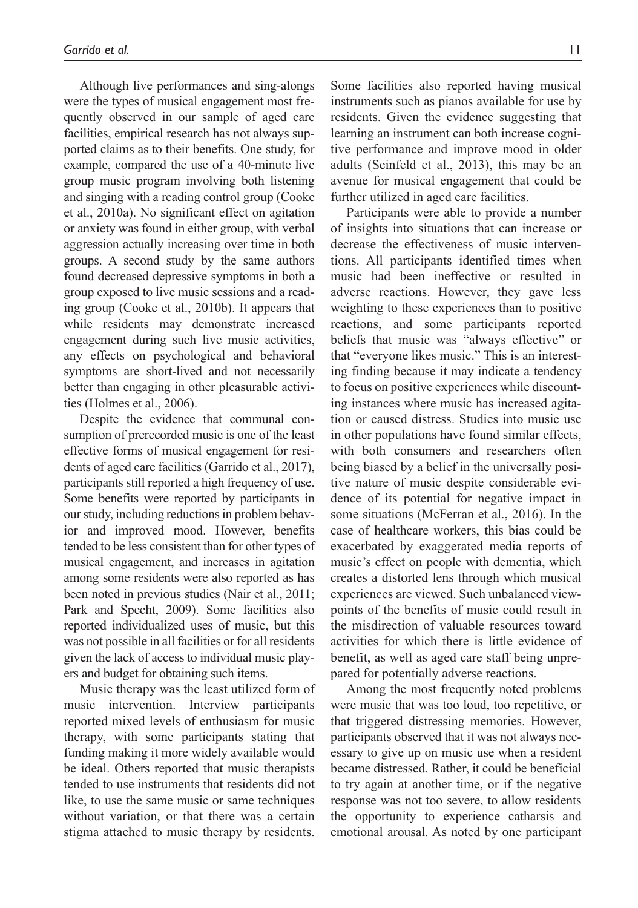Although live performances and sing-alongs were the types of musical engagement most frequently observed in our sample of aged care facilities, empirical research has not always supported claims as to their benefits. One study, for example, compared the use of a 40-minute live group music program involving both listening and singing with a reading control group (Cooke et al., 2010a). No significant effect on agitation or anxiety was found in either group, with verbal aggression actually increasing over time in both groups. A second study by the same authors found decreased depressive symptoms in both a group exposed to live music sessions and a reading group (Cooke et al., 2010b). It appears that while residents may demonstrate increased engagement during such live music activities, any effects on psychological and behavioral symptoms are short-lived and not necessarily better than engaging in other pleasurable activities (Holmes et al., 2006).

Despite the evidence that communal consumption of prerecorded music is one of the least effective forms of musical engagement for residents of aged care facilities (Garrido et al., 2017), participants still reported a high frequency of use. Some benefits were reported by participants in our study, including reductions in problem behavior and improved mood. However, benefits tended to be less consistent than for other types of musical engagement, and increases in agitation among some residents were also reported as has been noted in previous studies (Nair et al., 2011; Park and Specht, 2009). Some facilities also reported individualized uses of music, but this was not possible in all facilities or for all residents given the lack of access to individual music players and budget for obtaining such items.

Music therapy was the least utilized form of music intervention. Interview participants reported mixed levels of enthusiasm for music therapy, with some participants stating that funding making it more widely available would be ideal. Others reported that music therapists tended to use instruments that residents did not like, to use the same music or same techniques without variation, or that there was a certain stigma attached to music therapy by residents. Some facilities also reported having musical instruments such as pianos available for use by residents. Given the evidence suggesting that learning an instrument can both increase cognitive performance and improve mood in older adults (Seinfeld et al., 2013), this may be an avenue for musical engagement that could be further utilized in aged care facilities.

Participants were able to provide a number of insights into situations that can increase or decrease the effectiveness of music interventions. All participants identified times when music had been ineffective or resulted in adverse reactions. However, they gave less weighting to these experiences than to positive reactions, and some participants reported beliefs that music was "always effective" or that "everyone likes music." This is an interesting finding because it may indicate a tendency to focus on positive experiences while discounting instances where music has increased agitation or caused distress. Studies into music use in other populations have found similar effects, with both consumers and researchers often being biased by a belief in the universally positive nature of music despite considerable evidence of its potential for negative impact in some situations (McFerran et al., 2016). In the case of healthcare workers, this bias could be exacerbated by exaggerated media reports of music's effect on people with dementia, which creates a distorted lens through which musical experiences are viewed. Such unbalanced viewpoints of the benefits of music could result in the misdirection of valuable resources toward activities for which there is little evidence of benefit, as well as aged care staff being unprepared for potentially adverse reactions.

Among the most frequently noted problems were music that was too loud, too repetitive, or that triggered distressing memories. However, participants observed that it was not always necessary to give up on music use when a resident became distressed. Rather, it could be beneficial to try again at another time, or if the negative response was not too severe, to allow residents the opportunity to experience catharsis and emotional arousal. As noted by one participant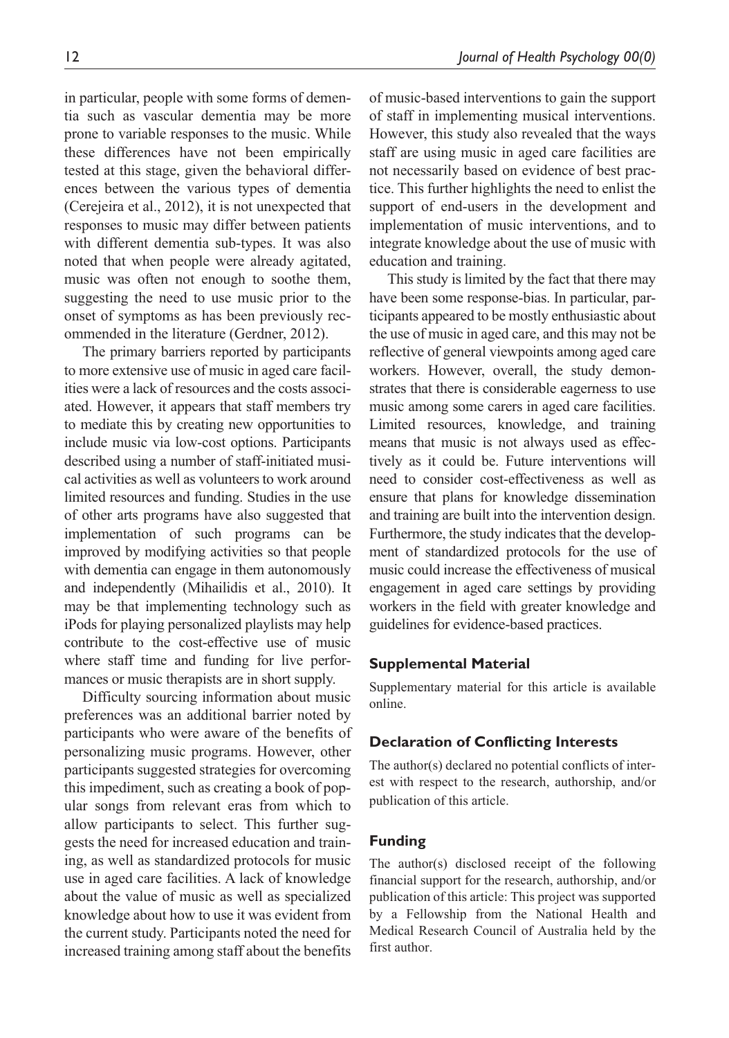in particular, people with some forms of dementia such as vascular dementia may be more prone to variable responses to the music. While these differences have not been empirically tested at this stage, given the behavioral differences between the various types of dementia (Cerejeira et al., 2012), it is not unexpected that responses to music may differ between patients with different dementia sub-types. It was also noted that when people were already agitated, music was often not enough to soothe them, suggesting the need to use music prior to the onset of symptoms as has been previously recommended in the literature (Gerdner, 2012).

The primary barriers reported by participants to more extensive use of music in aged care facilities were a lack of resources and the costs associated. However, it appears that staff members try to mediate this by creating new opportunities to include music via low-cost options. Participants described using a number of staff-initiated musical activities as well as volunteers to work around limited resources and funding. Studies in the use of other arts programs have also suggested that implementation of such programs can be improved by modifying activities so that people with dementia can engage in them autonomously and independently (Mihailidis et al., 2010). It may be that implementing technology such as iPods for playing personalized playlists may help contribute to the cost-effective use of music where staff time and funding for live performances or music therapists are in short supply.

Difficulty sourcing information about music preferences was an additional barrier noted by participants who were aware of the benefits of personalizing music programs. However, other participants suggested strategies for overcoming this impediment, such as creating a book of popular songs from relevant eras from which to allow participants to select. This further suggests the need for increased education and training, as well as standardized protocols for music use in aged care facilities. A lack of knowledge about the value of music as well as specialized knowledge about how to use it was evident from the current study. Participants noted the need for increased training among staff about the benefits of music-based interventions to gain the support of staff in implementing musical interventions. However, this study also revealed that the ways staff are using music in aged care facilities are not necessarily based on evidence of best practice. This further highlights the need to enlist the support of end-users in the development and implementation of music interventions, and to integrate knowledge about the use of music with education and training.

This study is limited by the fact that there may have been some response-bias. In particular, participants appeared to be mostly enthusiastic about the use of music in aged care, and this may not be reflective of general viewpoints among aged care workers. However, overall, the study demonstrates that there is considerable eagerness to use music among some carers in aged care facilities. Limited resources, knowledge, and training means that music is not always used as effectively as it could be. Future interventions will need to consider cost-effectiveness as well as ensure that plans for knowledge dissemination and training are built into the intervention design. Furthermore, the study indicates that the development of standardized protocols for the use of music could increase the effectiveness of musical engagement in aged care settings by providing workers in the field with greater knowledge and guidelines for evidence-based practices.

## Supplemental Material

Supplementary material for this article is available online.

## Declaration of Conflicting Interests

The author(s) declared no potential conflicts of interest with respect to the research, authorship, and/or publication of this article.

## Funding

The author(s) disclosed receipt of the following financial support for the research, authorship, and/or publication of this article: This project was supported by a Fellowship from the National Health and Medical Research Council of Australia held by the first author.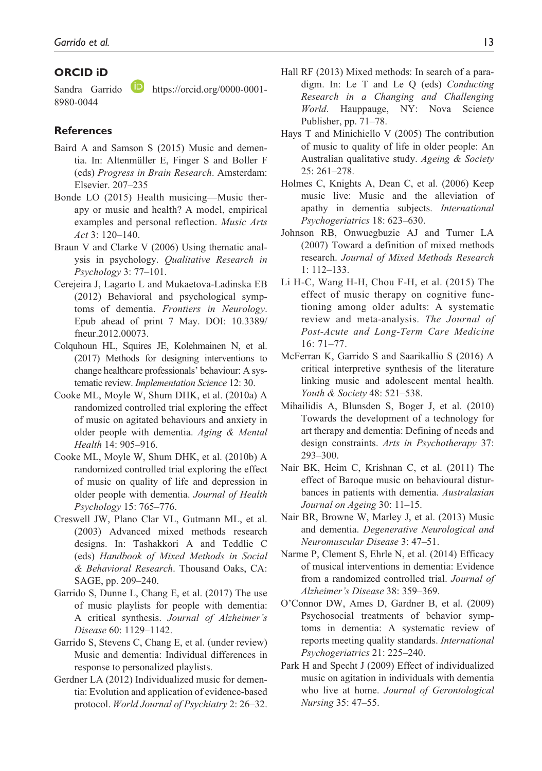## ORCID iD

Sandra Garrido https://orcid.org/0000-0001-8980-0044

## References

Baird A and Samson S (2015) Music and dementia. In: Altenmüller E, Finger S and Boller F (eds) *Progress in Brain Research*. Amsterdam: Elsevier. 207–235

Bonde LO (2015) Health musicing—Music therapy or music and health? A model, empirical examples and personal reflection. *Music Arts Act* 3: 120–140.

Braun V and Clarke V (2006) Using thematic analysis in psychology. *Qualitative Research in Psychology* 3: 77–101.

Cerejeira J, Lagarto L and Mukaetova-Ladinska EB (2012) Behavioral and psychological symptoms of dementia. *Frontiers in Neurology*. Epub ahead of print 7 May. DOI: 10.3389/fneur.2012.00073.

Colquhoun HL, Squires JE, Kolehmainen N, et al. (2017) Methods for designing interventions to change healthcare professionals' behaviour: A systematic review. *Implementation Science* 12: 30.

Cooke ML, Moyle W, Shum DHK, et al. (2010a) A randomized controlled trial exploring the effect of music on agitated behaviours and anxiety in older people with dementia. *Aging & Mental Health* 14: 905–916.

Cooke ML, Moyle W, Shum DHK, et al. (2010b) A randomized controlled trial exploring the effect of music on quality of life and depression in older people with dementia. *Journal of Health Psychology* 15: 765–776.

Creswell JW, Plano Clar VL, Gutmann ML, et al. (2003) Advanced mixed methods research designs. In: Tashakkori A and Teddlie C (eds) *Handbook of Mixed Methods in Social & Behavioral Research*. Thousand Oaks, CA: SAGE, pp. 209–240.

Garrido S, Dunne L, Chang E, et al. (2017) The use of music playlists for people with dementia: A critical synthesis. *Journal of Alzheimer's Disease* 60: 1129–1142.

Garrido S, Stevens C, Chang E, et al. (under review) Music and dementia: Individual differences in response to personalized playlists.

Gerdner LA (2012) Individualized music for dementia: Evolution and application of evidence-based protocol. *World Journal of Psychiatry* 2: 26–32.

Hall RF (2013) Mixed methods: In search of a paradigm. In: Le T and Le Q (eds) *Conducting Research in a Changing and Challenging World*. Hauppauge, NY: Nova Science Publisher, pp. 71–78.

Hays T and Minichiello V (2005) The contribution of music to quality of life in older people: An Australian qualitative study. *Ageing & Society* 25: 261–278.

Holmes C, Knights A, Dean C, et al. (2006) Keep music live: Music and the alleviation of apathy in dementia subjects. *International Psychogeriatrics* 18: 623–630.

Johnson RB, Onwuegbuzie AJ and Turner LA (2007) Toward a definition of mixed methods research. *Journal of Mixed Methods Research* 1: 112–133.

Li H-C, Wang H-H, Chou F-H, et al. (2015) The effect of music therapy on cognitive functioning among older adults: A systematic review and meta-analysis. *The Journal of Post-Acute and Long-Term Care Medicine* 16: 71–77.

McFerran K, Garrido S and Saarikallio S (2016) A critical interpretive synthesis of the literature linking music and adolescent mental health. *Youth & Society* 48: 521–538.

Mihailidis A, Blunsden S, Boger J, et al. (2010) Towards the development of a technology for art therapy and dementia: Defining of needs and design constraints. *Arts in Psychotherapy* 37: 293–300.

Nair BK, Heim C, Krishnan C, et al. (2011) The effect of Baroque music on behavioural disturbances in patients with dementia. *Australasian Journal on Ageing* 30: 11–15.

Nair BR, Browne W, Marley J, et al. (2013) Music and dementia. *Degenerative Neurological and Neuromuscular Disease* 3: 47–51.

Narme P, Clement S, Ehrle N, et al. (2014) Efficacy of musical interventions in dementia: Evidence from a randomized controlled trial. *Journal of Alzheimer's Disease* 38: 359–369.

O'Connor DW, Ames D, Gardner B, et al. (2009) Psychosocial treatments of behavior symptoms in dementia: A systematic review of reports meeting quality standards. *International Psychogeriatrics* 21: 225–240.

Park H and Specht J (2009) Effect of individualized music on agitation in individuals with dementia who live at home. *Journal of Gerontological Nursing* 35: 47–55.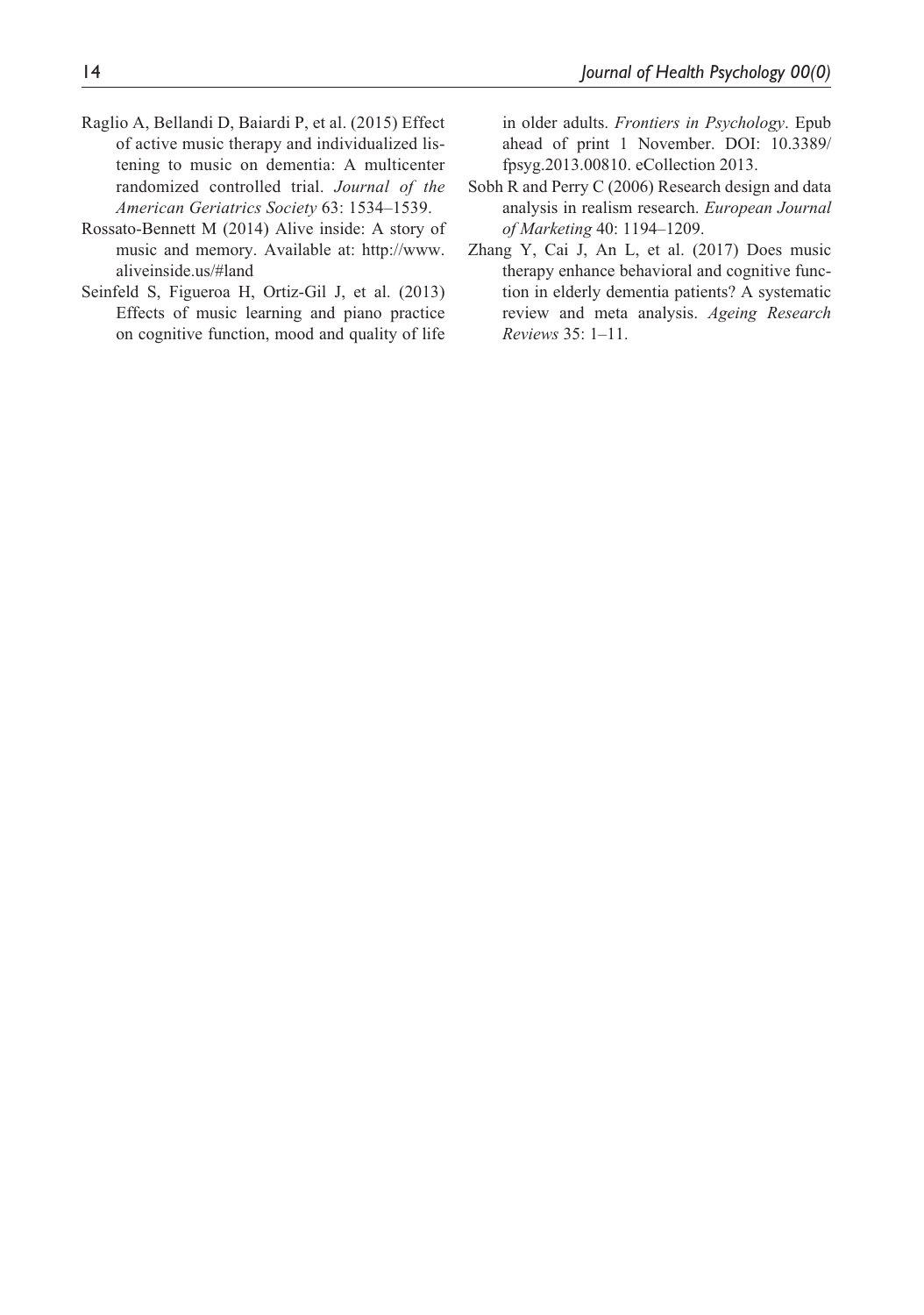Raglio A, Bellandi D, Baiardi P, et al. (2015) Effect of active music therapy and individualized listening to music on dementia: A multicenter randomized controlled trial. *Journal of the American Geriatrics Society* 63: 1534–1539.

Rossato-Bennett M (2014) Alive inside: A story of music and memory. Available at: http://www.aliveinside.us/#land

Seinfeld S, Figueroa H, Ortiz-Gil J, et al. (2013) Effects of music learning and piano practice on cognitive function, mood and quality of life in older adults. *Frontiers in Psychology*. Epub ahead of print 1 November. DOI: 10.3389/fpsyg.2013.00810. eCollection 2013.

Sobh R and Perry C (2006) Research design and data analysis in realism research. *European Journal of Marketing* 40: 1194–1209.

Zhang Y, Cai J, An L, et al. (2017) Does music therapy enhance behavioral and cognitive function in elderly dementia patients? A systematic review and meta analysis. *Ageing Research Reviews* 35: 1–11.